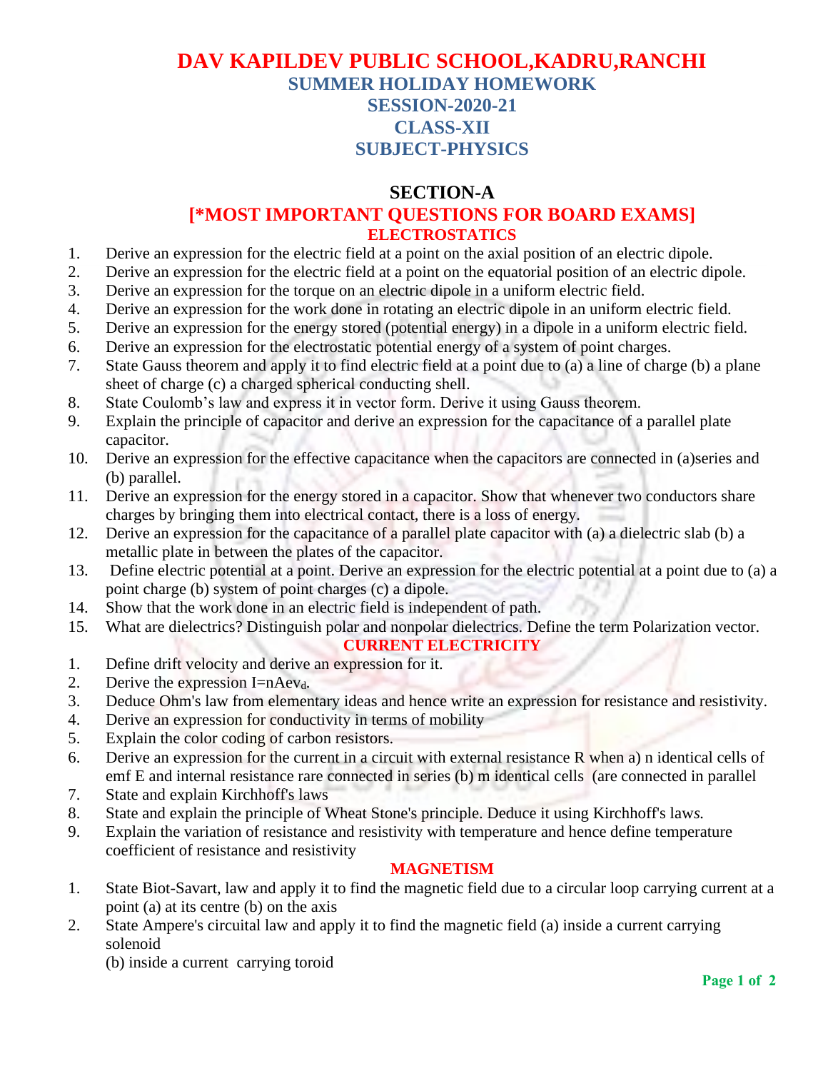# DAV KAPILDEV PUBLIC SCHOOL,KADRU,RANCHI

## SUMMER HOLIDAY HOMEWORK

## SESSION-2020-21

## CLASS-XII

## SUBJECT-PHYSICS

## SECTION-A

## [*MOST IMPORTANT QUESTIONS FOR BOARD EXAMS]

### ELECTROSTATICS

1. Derive an expression for the electric field at a point on the axial position of an electric dipole.
2. Derive an expression for the electric field at a point on the equatorial position of an electric dipole.
3. Derive an expression for the torque on an electric dipole in a uniform electric field.
4. Derive an expression for the work done in rotating an electric dipole in an uniform electric field.
5. Derive an expression for the energy stored (potential energy) in a dipole in a uniform electric field.
6. Derive an expression for the electrostatic potential energy of a system of point charges.
7. State Gauss theorem and apply it to find electric field at a point due to (a) a line of charge (b) a plane sheet of charge (c) a charged spherical conducting shell.
8. State Coulomb's law and express it in vector form. Derive it using Gauss theorem.
9. Explain the principle of capacitor and derive an expression for the capacitance of a parallel plate capacitor.
10. Derive an expression for the effective capacitance when the capacitors are connected in (a)series and (b) parallel.
11. Derive an expression for the energy stored in a capacitor. Show that whenever two conductors share charges by bringing them into electrical contact, there is a loss of energy.
12. Derive an expression for the capacitance of a parallel plate capacitor with (a) a dielectric slab (b) a metallic plate in between the plates of the capacitor.
13. Define electric potential at a point. Derive an expression for the electric potential at a point due to (a) a point charge (b) system of point charges (c) a dipole.
14. Show that the work done in an electric field is independent of path.
15. What are dielectrics? Distinguish polar and nonpolar dielectrics. Define the term Polarization vector.

### CURRENT ELECTRICITY

1. Define drift velocity and derive an expression for it.
2. Derive the expression $I=nAev_d$.
3. Deduce Ohm's law from elementary ideas and hence write an expression for resistance and resistivity.
4. Derive an expression for conductivity in terms of mobility
5. Explain the color coding of carbon resistors.
6. Derive an expression for the current in a circuit with external resistance R when a) n identical cells of emf E and internal resistance rare connected in series (b) m identical cells (are connected in parallel
7. State and explain Kirchhoff's laws
8. State and explain the principle of Wheat Stone's principle. Deduce it using Kirchhoff's laws.
9. Explain the variation of resistance and resistivity with temperature and hence define temperature coefficient of resistance and resistivity

### MAGNETISM

1. State Biot-Savart, law and apply it to find the magnetic field due to a circular loop carrying current at a point (a) at its centre (b) on the axis
2. State Ampere's circuital law and apply it to find the magnetic field (a) inside a current carrying solenoid
   (b) inside a current carrying toroid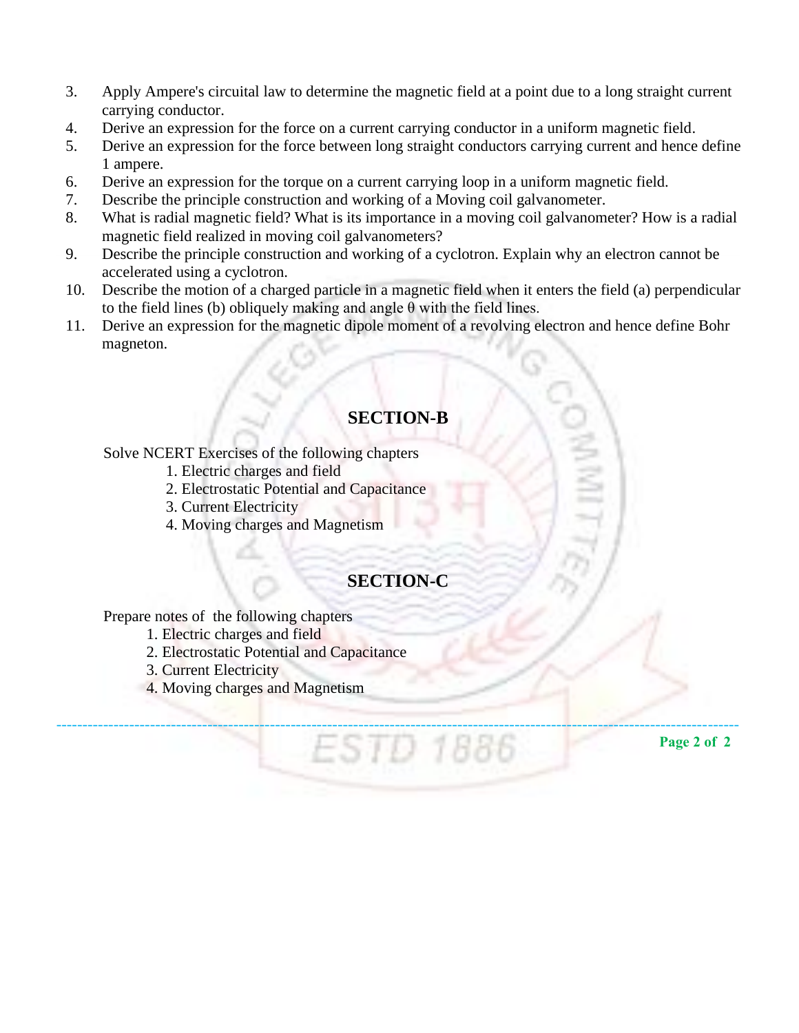3. Apply Ampere's circuital law to determine the magnetic field at a point due to a long straight current carrying conductor.
4. Derive an expression for the force on a current carrying conductor in a uniform magnetic field.
5. Derive an expression for the force between long straight conductors carrying current and hence define 1 ampere.
6. Derive an expression for the torque on a current carrying loop in a uniform magnetic field.
7. Describe the principle construction and working of a Moving coil galvanometer.
8. What is radial magnetic field? What is its importance in a moving coil galvanometer? How is a radial magnetic field realized in moving coil galvanometers?
9. Describe the principle construction and working of a cyclotron. Explain why an electron cannot be accelerated using a cyclotron.
10. Describe the motion of a charged particle in a magnetic field when it enters the field (a) perpendicular to the field lines (b) obliquely making and angle $\theta$ with the field lines.
11. Derive an expression for the magnetic dipole moment of a revolving electron and hence define Bohr magneton.

## SECTION-B

Solve NCERT Exercises of the following chapters

1. Electric charges and field
2. Electrostatic Potential and Capacitance
3. Current Electricity
4. Moving charges and Magnetism

## SECTION-C

Prepare notes of the following chapters

1. Electric charges and field
2. Electrostatic Potential and Capacitance
3. Current Electricity
4. Moving charges and Magnetism